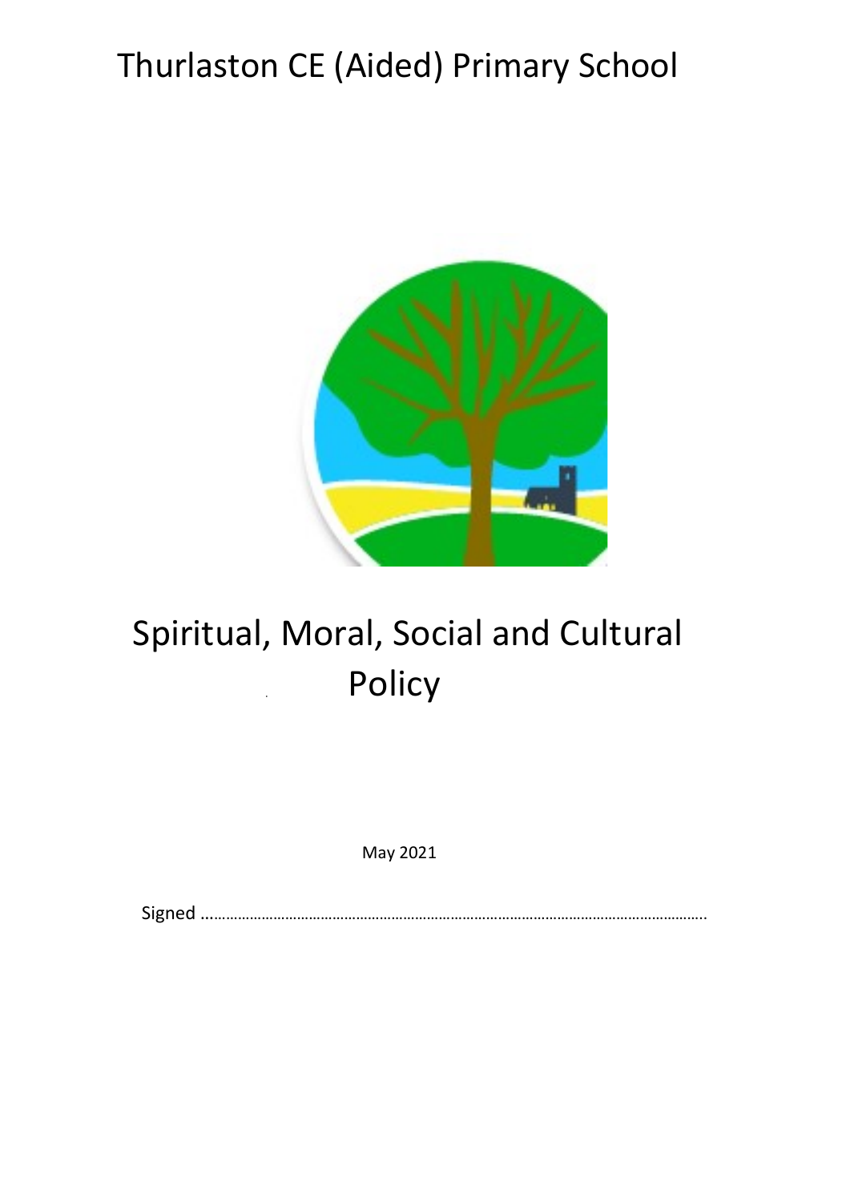# Thurlaston CE (Aided) Primary School

# Spiritual, Moral, Social and Cultural Policy

May 2021

Signed ……………………………………………………………………………………………………………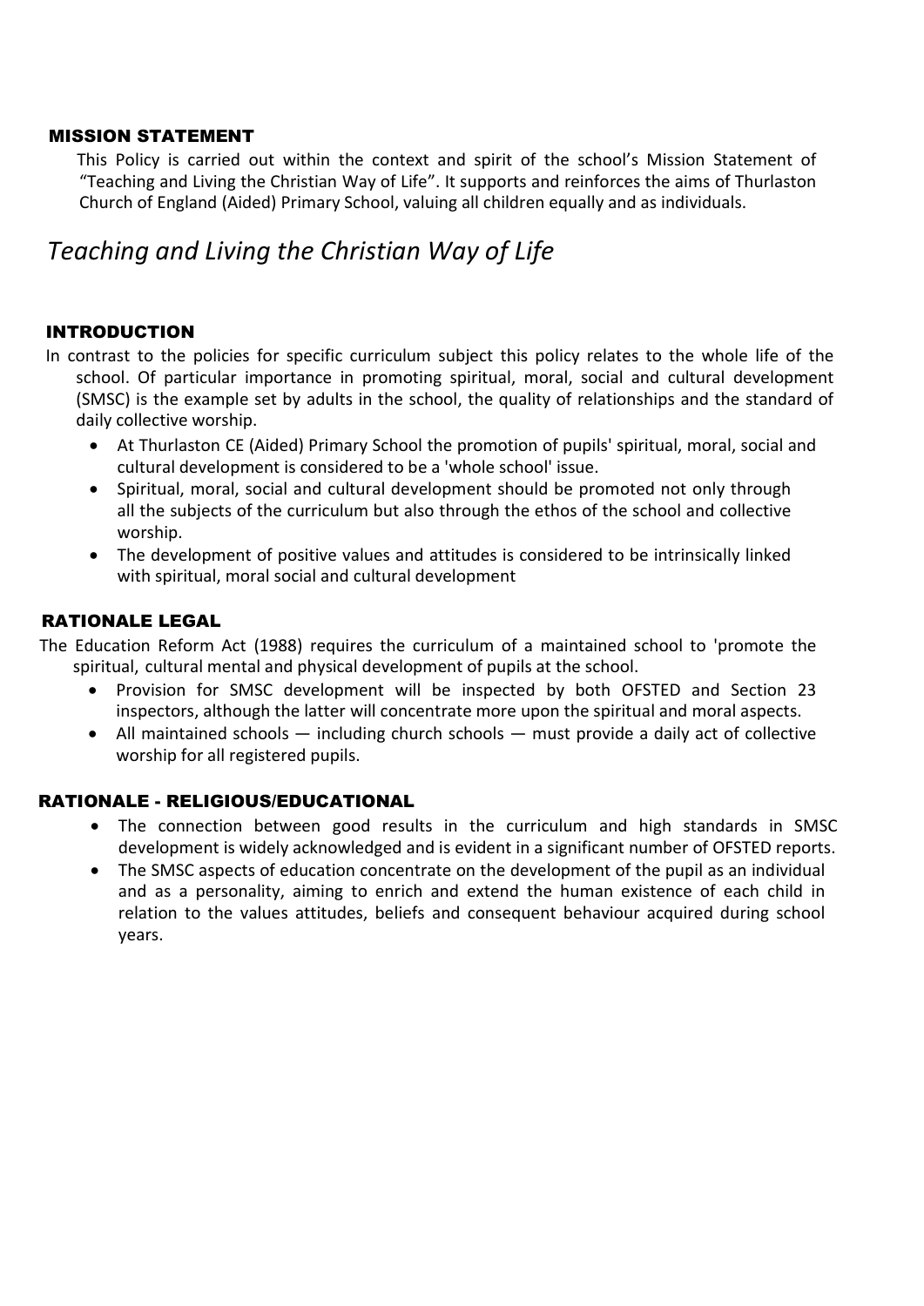## MISSION STATEMENT

This Policy is carried out within the context and spirit of the school's Mission Statement of "Teaching and Living the Christian Way of Life". It supports and reinforces the aims of Thurlaston Church of England (Aided) Primary School, valuing all children equally and as individuals.

*Teaching and Living the Christian Way of Life*

## INTRODUCTION

In contrast to the policies for specific curriculum subject this policy relates to the whole life of the school. Of particular importance in promoting spiritual, moral, social and cultural development (SMSC) is the example set by adults in the school, the quality of relationships and the standard of daily collective worship.

- At Thurlaston CE (Aided) Primary School the promotion of pupils' spiritual, moral, social and cultural development is considered to be a 'whole school' issue.
- Spiritual, moral, social and cultural development should be promoted not only through all the subjects of the curriculum but also through the ethos of the school and collective worship.
- The development of positive values and attitudes is considered to be intrinsically linked with spiritual, moral social and cultural development

## RATIONALE LEGAL

The Education Reform Act (1988) requires the curriculum of a maintained school to 'promote the spiritual, cultural mental and physical development of pupils at the school.

- Provision for SMSC development will be inspected by both OFSTED and Section 23 inspectors, although the latter will concentrate more upon the spiritual and moral aspects.
- All maintained schools — including church schools — must provide a daily act of collective worship for all registered pupils.

## RATIONALE - RELIGIOUS/EDUCATIONAL

- The connection between good results in the curriculum and high standards in SMSC development is widely acknowledged and is evident in a significant number of OFSTED reports.
- The SMSC aspects of education concentrate on the development of the pupil as an individual and as a personality, aiming to enrich and extend the human existence of each child in relation to the values attitudes, beliefs and consequent behaviour acquired during school years.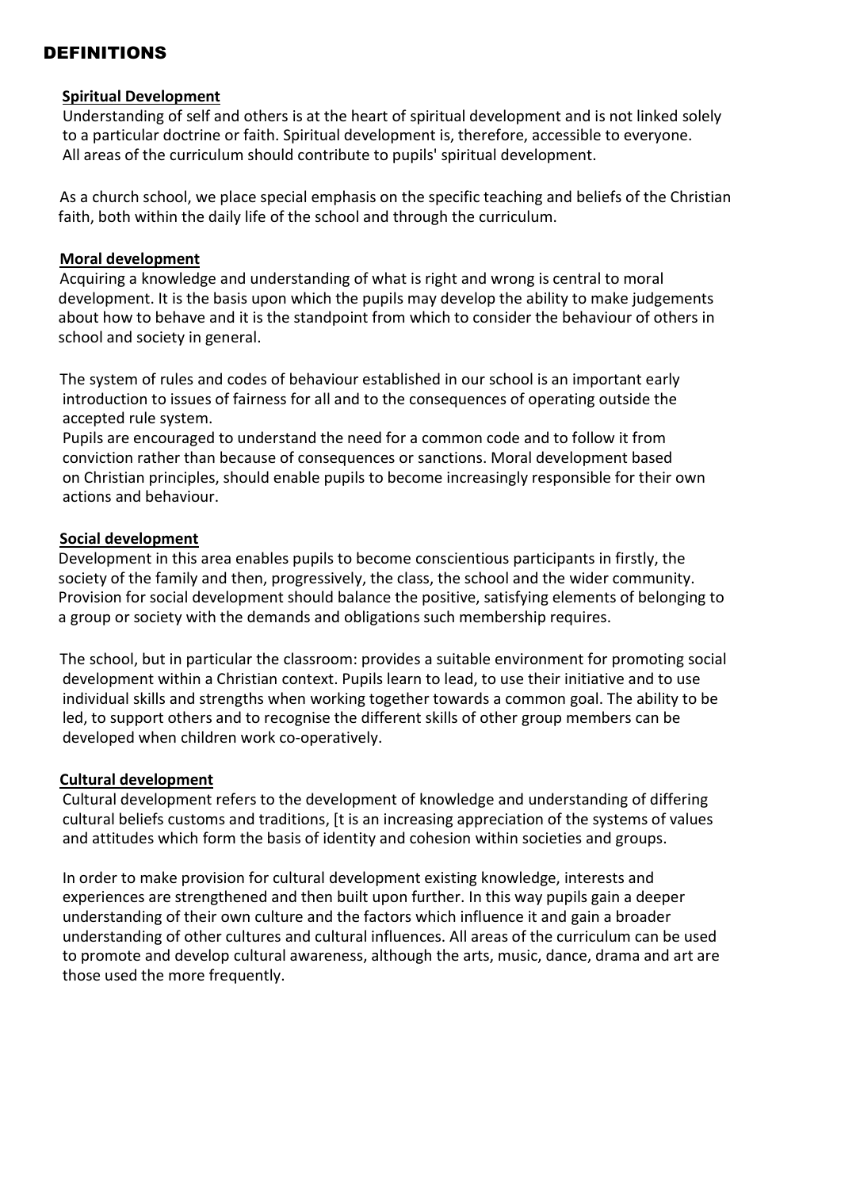# DEFINITIONS

**Spiritual Development**

Understanding of self and others is at the heart of spiritual development and is not linked solely to a particular doctrine or faith. Spiritual development is, therefore, accessible to everyone. All areas of the curriculum should contribute to pupils' spiritual development.

As a church school, we place special emphasis on the specific teaching and beliefs of the Christian faith, both within the daily life of the school and through the curriculum.

**Moral development**

Acquiring a knowledge and understanding of what is right and wrong is central to moral development. It is the basis upon which the pupils may develop the ability to make judgements about how to behave and it is the standpoint from which to consider the behaviour of others in school and society in general.

The system of rules and codes of behaviour established in our school is an important early introduction to issues of fairness for all and to the consequences of operating outside the accepted rule system.

Pupils are encouraged to understand the need for a common code and to follow it from conviction rather than because of consequences or sanctions. Moral development based on Christian principles, should enable pupils to become increasingly responsible for their own actions and behaviour.

**Social development**

Development in this area enables pupils to become conscientious participants in firstly, the society of the family and then, progressively, the class, the school and the wider community. Provision for social development should balance the positive, satisfying elements of belonging to a group or society with the demands and obligations such membership requires.

The school, but in particular the classroom: provides a suitable environment for promoting social development within a Christian context. Pupils learn to lead, to use their initiative and to use individual skills and strengths when working together towards a common goal. The ability to be led, to support others and to recognise the different skills of other group members can be developed when children work co-operatively.

**Cultural development**

Cultural development refers to the development of knowledge and understanding of differing cultural beliefs customs and traditions, [t is an increasing appreciation of the systems of values and attitudes which form the basis of identity and cohesion within societies and groups.

In order to make provision for cultural development existing knowledge, interests and experiences are strengthened and then built upon further. In this way pupils gain a deeper understanding of their own culture and the factors which influence it and gain a broader understanding of other cultures and cultural influences. All areas of the curriculum can be used to promote and develop cultural awareness, although the arts, music, dance, drama and art are those used the more frequently.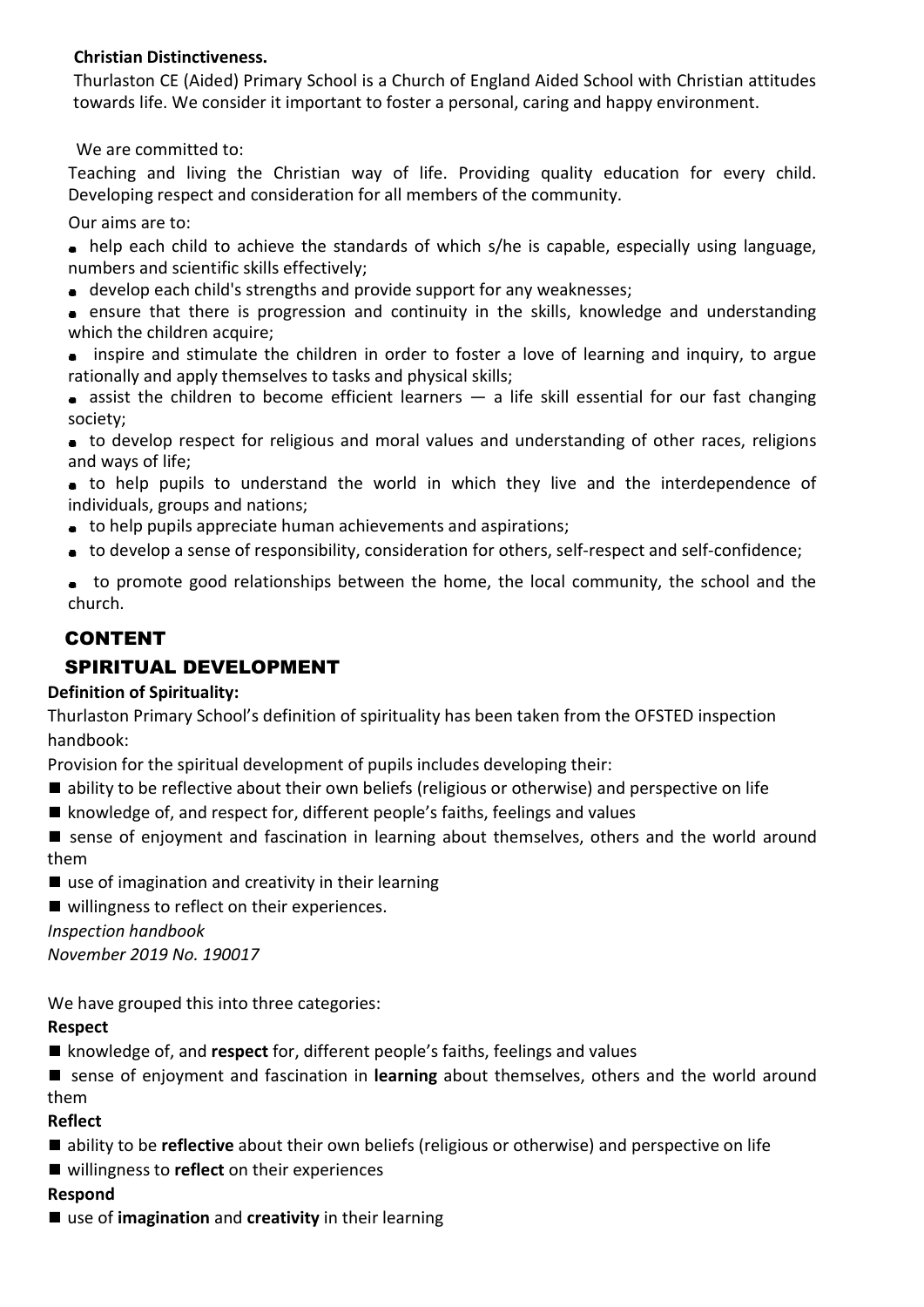**Christian Distinctiveness.**

Thurlaston CE (Aided) Primary School is a Church of England Aided School with Christian attitudes towards life. We consider it important to foster a personal, caring and happy environment.

We are committed to:

Teaching and living the Christian way of life. Providing quality education for every child. Developing respect and consideration for all members of the community.

Our aims are to:

- help each child to achieve the standards of which s/he is capable, especially using language, numbers and scientific skills effectively;
- develop each child's strengths and provide support for any weaknesses;
- ensure that there is progression and continuity in the skills, knowledge and understanding which the children acquire;
- inspire and stimulate the children in order to foster a love of learning and inquiry, to argue rationally and apply themselves to tasks and physical skills;
- assist the children to become efficient learners — a life skill essential for our fast changing society;
- to develop respect for religious and moral values and understanding of other races, religions and ways of life;
- to help pupils to understand the world in which they live and the interdependence of individuals, groups and nations;
- to help pupils appreciate human achievements and aspirations;
- to develop a sense of responsibility, consideration for others, self-respect and self-confidence;
- to promote good relationships between the home, the local community, the school and the church.

## CONTENT

## SPIRITUAL DEVELOPMENT

**Definition of Spirituality:**

Thurlaston Primary School's definition of spirituality has been taken from the OFSTED inspection handbook:

Provision for the spiritual development of pupils includes developing their:

- ability to be reflective about their own beliefs (religious or otherwise) and perspective on life
- knowledge of, and respect for, different people's faiths, feelings and values
- sense of enjoyment and fascination in learning about themselves, others and the world around them
- use of imagination and creativity in their learning
- willingness to reflect on their experiences.

*Inspection handbook*
*November 2019 No. 190017*

We have grouped this into three categories:

**Respect**

- knowledge of, and **respect** for, different people's faiths, feelings and values
- sense of enjoyment and fascination in **learning** about themselves, others and the world around them

**Reflect**

- ability to be **reflective** about their own beliefs (religious or otherwise) and perspective on life
- willingness to **reflect** on their experiences

**Respond**

- use of **imagination** and **creativity** in their learning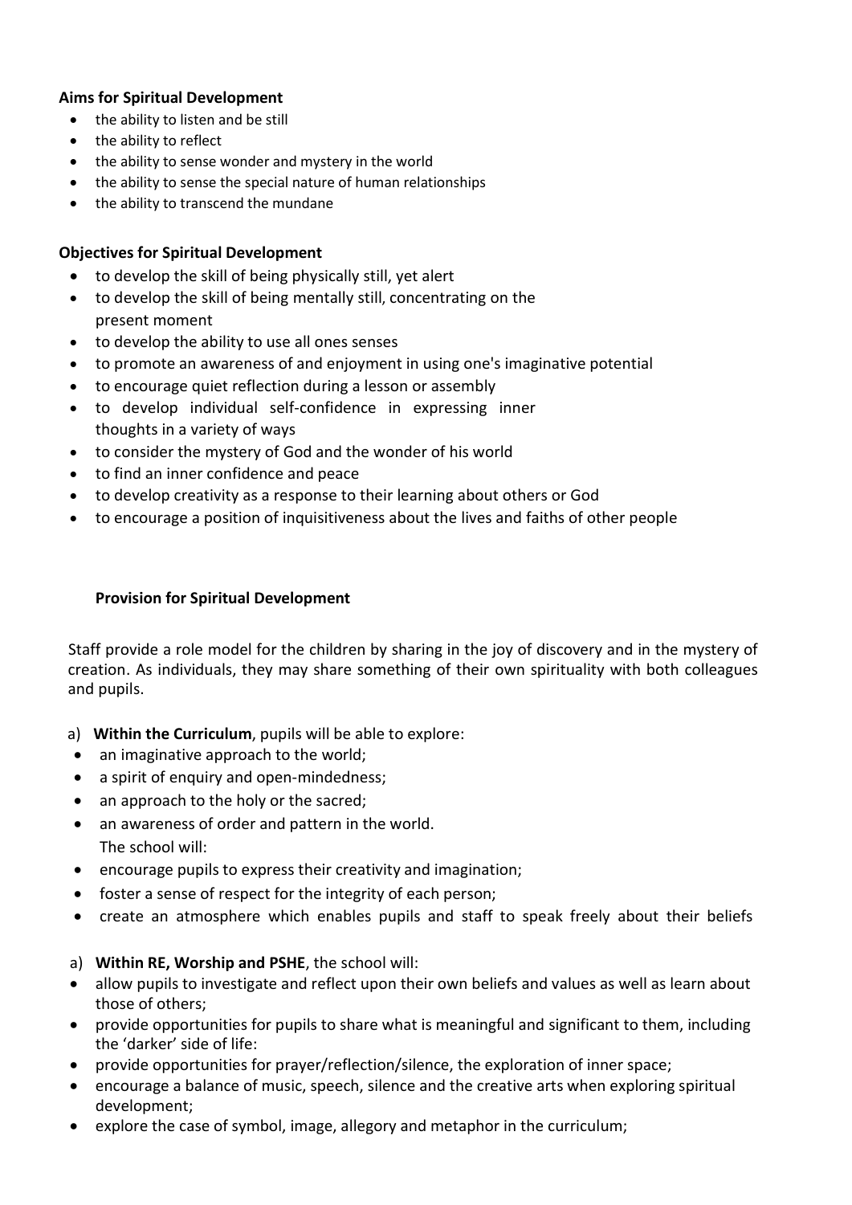**Aims for Spiritual Development**

- the ability to listen and be still
- the ability to reflect
- the ability to sense wonder and mystery in the world
- the ability to sense the special nature of human relationships
- the ability to transcend the mundane

**Objectives for Spiritual Development**

- to develop the skill of being physically still, yet alert
- to develop the skill of being mentally still, concentrating on the present moment
- to develop the ability to use all ones senses
- to promote an awareness of and enjoyment in using one's imaginative potential
- to encourage quiet reflection during a lesson or assembly
- to develop individual self-confidence in expressing inner thoughts in a variety of ways
- to consider the mystery of God and the wonder of his world
- to find an inner confidence and peace
- to develop creativity as a response to their learning about others or God
- to encourage a position of inquisitiveness about the lives and faiths of other people

**Provision for Spiritual Development**

Staff provide a role model for the children by sharing in the joy of discovery and in the mystery of creation. As individuals, they may share something of their own spirituality with both colleagues and pupils.

a) **Within the Curriculum**, pupils will be able to explore:

- an imaginative approach to the world;
- a spirit of enquiry and open-mindedness;
- an approach to the holy or the sacred;
- an awareness of order and pattern in the world.

The school will:

- encourage pupils to express their creativity and imagination;
- foster a sense of respect for the integrity of each person;
- create an atmosphere which enables pupils and staff to speak freely about their beliefs

a) **Within RE, Worship and PSHE**, the school will:

- allow pupils to investigate and reflect upon their own beliefs and values as well as learn about those of others;
- provide opportunities for pupils to share what is meaningful and significant to them, including the 'darker' side of life:
- provide opportunities for prayer/reflection/silence, the exploration of inner space;
- encourage a balance of music, speech, silence and the creative arts when exploring spiritual development;
- explore the case of symbol, image, allegory and metaphor in the curriculum;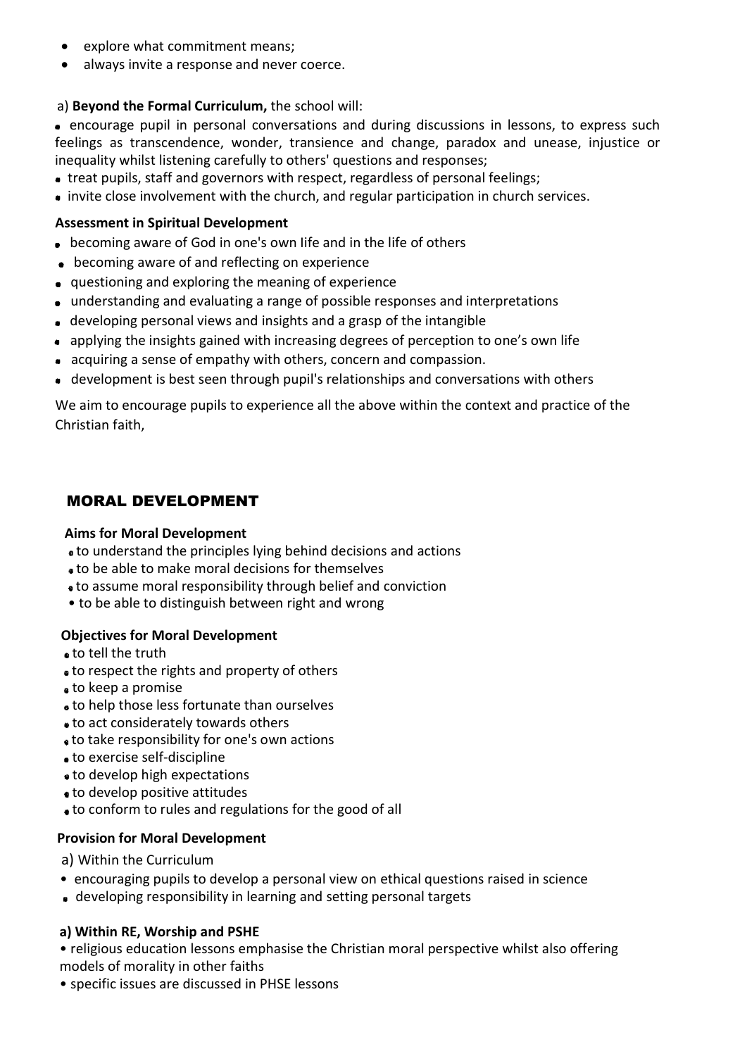- explore what commitment means;
- always invite a response and never coerce.

a) **Beyond the Formal Curriculum,** the school will:

- encourage pupil in personal conversations and during discussions in lessons, to express such feelings as transcendence, wonder, transience and change, paradox and unease, injustice or inequality whilst listening carefully to others' questions and responses;
- treat pupils, staff and governors with respect, regardless of personal feelings;
- invite close involvement with the church, and regular participation in church services.

**Assessment in Spiritual Development**

- becoming aware of God in one's own life and in the life of others
- becoming aware of and reflecting on experience
- questioning and exploring the meaning of experience
- understanding and evaluating a range of possible responses and interpretations
- developing personal views and insights and a grasp of the intangible
- applying the insights gained with increasing degrees of perception to one's own life
- acquiring a sense of empathy with others, concern and compassion.
- development is best seen through pupil's relationships and conversations with others

We aim to encourage pupils to experience all the above within the context and practice of the Christian faith,

## MORAL DEVELOPMENT

**Aims for Moral Development**

- to understand the principles lying behind decisions and actions
- to be able to make moral decisions for themselves
- to assume moral responsibility through belief and conviction
- to be able to distinguish between right and wrong

**Objectives for Moral Development**

- to tell the truth
- to respect the rights and property of others
- to keep a promise
- to help those less fortunate than ourselves
- to act considerately towards others
- to take responsibility for one's own actions
- to exercise self-discipline
- to develop high expectations
- to develop positive attitudes
- to conform to rules and regulations for the good of all

**Provision for Moral Development**

a) Within the Curriculum

- encouraging pupils to develop a personal view on ethical questions raised in science
- developing responsibility in learning and setting personal targets

**a) Within RE, Worship and PSHE**

- religious education lessons emphasise the Christian moral perspective whilst also offering models of morality in other faiths
- specific issues are discussed in PHSE lessons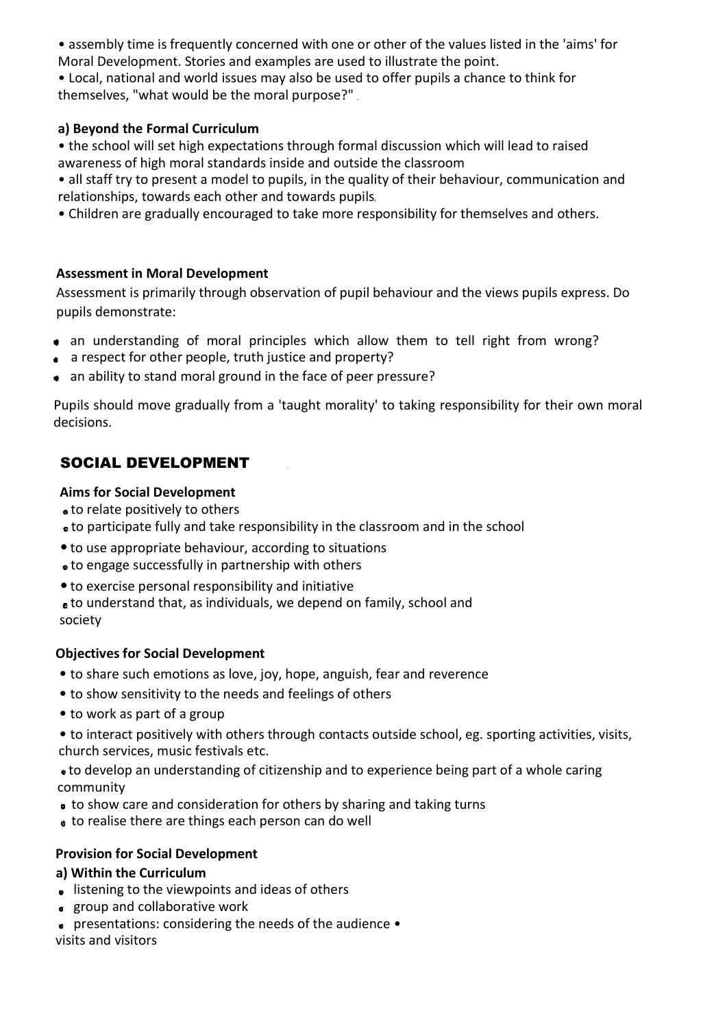- assembly time is frequently concerned with one or other of the values listed in the 'aims' for Moral Development. Stories and examples are used to illustrate the point.
- Local, national and world issues may also be used to offer pupils a chance to think for themselves, "what would be the moral purpose?"

**a) Beyond the Formal Curriculum**

- the school will set high expectations through formal discussion which will lead to raised awareness of high moral standards inside and outside the classroom
- all staff try to present a model to pupils, in the quality of their behaviour, communication and relationships, towards each other and towards pupils.
- Children are gradually encouraged to take more responsibility for themselves and others.

**Assessment in Moral Development**

Assessment is primarily through observation of pupil behaviour and the views pupils express. Do pupils demonstrate:

- an understanding of moral principles which allow them to tell right from wrong?
- a respect for other people, truth justice and property?
- an ability to stand moral ground in the face of peer pressure?

Pupils should move gradually from a 'taught morality' to taking responsibility for their own moral decisions.

## SOCIAL DEVELOPMENT

**Aims for Social Development**

- to relate positively to others
- to participate fully and take responsibility in the classroom and in the school
- to use appropriate behaviour, according to situations
- to engage successfully in partnership with others
- to exercise personal responsibility and initiative
- to understand that, as individuals, we depend on family, school and society

**Objectives for Social Development**

- to share such emotions as love, joy, hope, anguish, fear and reverence
- to show sensitivity to the needs and feelings of others
- to work as part of a group
- to interact positively with others through contacts outside school, eg. sporting activities, visits, church services, music festivals etc.
- to develop an understanding of citizenship and to experience being part of a whole caring community
- to show care and consideration for others by sharing and taking turns
- to realise there are things each person can do well

**Provision for Social Development**

**a) Within the Curriculum**

- listening to the viewpoints and ideas of others
- group and collaborative work
- presentations: considering the needs of the audience
- visits and visitors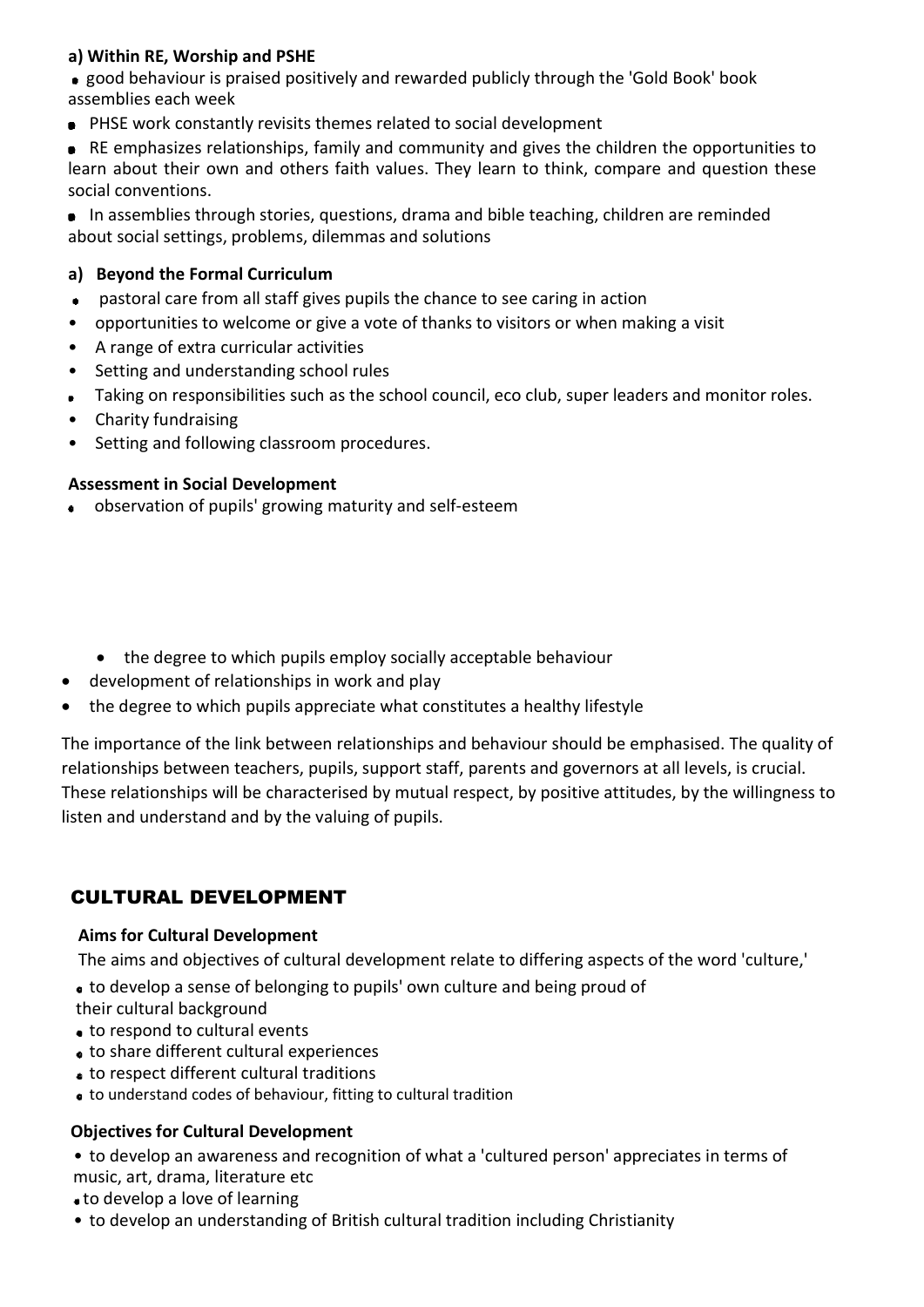**a) Within RE, Worship and PSHE**

- good behaviour is praised positively and rewarded publicly through the 'Gold Book' book assemblies each week
- PHSE work constantly revisits themes related to social development
- RE emphasizes relationships, family and community and gives the children the opportunities to learn about their own and others faith values. They learn to think, compare and question these social conventions.
- In assemblies through stories, questions, drama and bible teaching, children are reminded about social settings, problems, dilemmas and solutions

**a) Beyond the Formal Curriculum**

- pastoral care from all staff gives pupils the chance to see caring in action
- opportunities to welcome or give a vote of thanks to visitors or when making a visit
- A range of extra curricular activities
- Setting and understanding school rules
- Taking on responsibilities such as the school council, eco club, super leaders and monitor roles.
- Charity fundraising
- Setting and following classroom procedures.

**Assessment in Social Development**

- observation of pupils' growing maturity and self-esteem
- the degree to which pupils employ socially acceptable behaviour
- development of relationships in work and play
- the degree to which pupils appreciate what constitutes a healthy lifestyle

The importance of the link between relationships and behaviour should be emphasised. The quality of relationships between teachers, pupils, support staff, parents and governors at all levels, is crucial. These relationships will be characterised by mutual respect, by positive attitudes, by the willingness to listen and understand and by the valuing of pupils.

## CULTURAL DEVELOPMENT

**Aims for Cultural Development**

The aims and objectives of cultural development relate to differing aspects of the word 'culture,'

- to develop a sense of belonging to pupils' own culture and being proud of their cultural background
- to respond to cultural events
- to share different cultural experiences
- to respect different cultural traditions
- to understand codes of behaviour, fitting to cultural tradition

**Objectives for Cultural Development**

- to develop an awareness and recognition of what a 'cultured person' appreciates in terms of music, art, drama, literature etc
- to develop a love of learning
- to develop an understanding of British cultural tradition including Christianity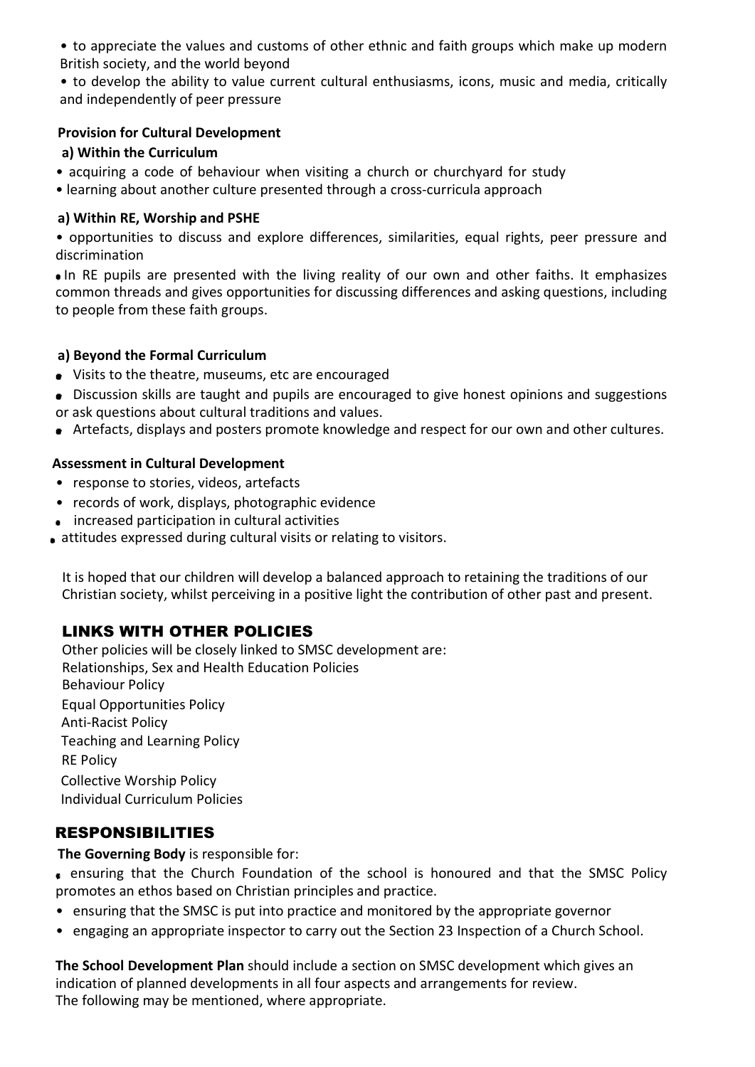- to appreciate the values and customs of other ethnic and faith groups which make up modern British society, and the world beyond
- to develop the ability to value current cultural enthusiasms, icons, music and media, critically and independently of peer pressure

**Provision for Cultural Development**

**a) Within the Curriculum**

- acquiring a code of behaviour when visiting a church or churchyard for study
- learning about another culture presented through a cross-curricula approach

**a) Within RE, Worship and PSHE**

- opportunities to discuss and explore differences, similarities, equal rights, peer pressure and discrimination
- In RE pupils are presented with the living reality of our own and other faiths. It emphasizes common threads and gives opportunities for discussing differences and asking questions, including to people from these faith groups.

**a) Beyond the Formal Curriculum**

- Visits to the theatre, museums, etc are encouraged
- Discussion skills are taught and pupils are encouraged to give honest opinions and suggestions or ask questions about cultural traditions and values.
- Artefacts, displays and posters promote knowledge and respect for our own and other cultures.

**Assessment in Cultural Development**

- response to stories, videos, artefacts
- records of work, displays, photographic evidence
- increased participation in cultural activities
- attitudes expressed during cultural visits or relating to visitors.

It is hoped that our children will develop a balanced approach to retaining the traditions of our Christian society, whilst perceiving in a positive light the contribution of other past and present.

## LINKS WITH OTHER POLICIES

Other policies will be closely linked to SMSC development are:
Relationships, Sex and Health Education Policies
Behaviour Policy
Equal Opportunities Policy
Anti-Racist Policy
Teaching and Learning Policy
RE Policy
Collective Worship Policy
Individual Curriculum Policies

## RESPONSIBILITIES

**The Governing Body** is responsible for:

- ensuring that the Church Foundation of the school is honoured and that the SMSC Policy promotes an ethos based on Christian principles and practice.
- ensuring that the SMSC is put into practice and monitored by the appropriate governor
- engaging an appropriate inspector to carry out the Section 23 Inspection of a Church School.

**The School Development Plan** should include a section on SMSC development which gives an indication of planned developments in all four aspects and arrangements for review.
The following may be mentioned, where appropriate.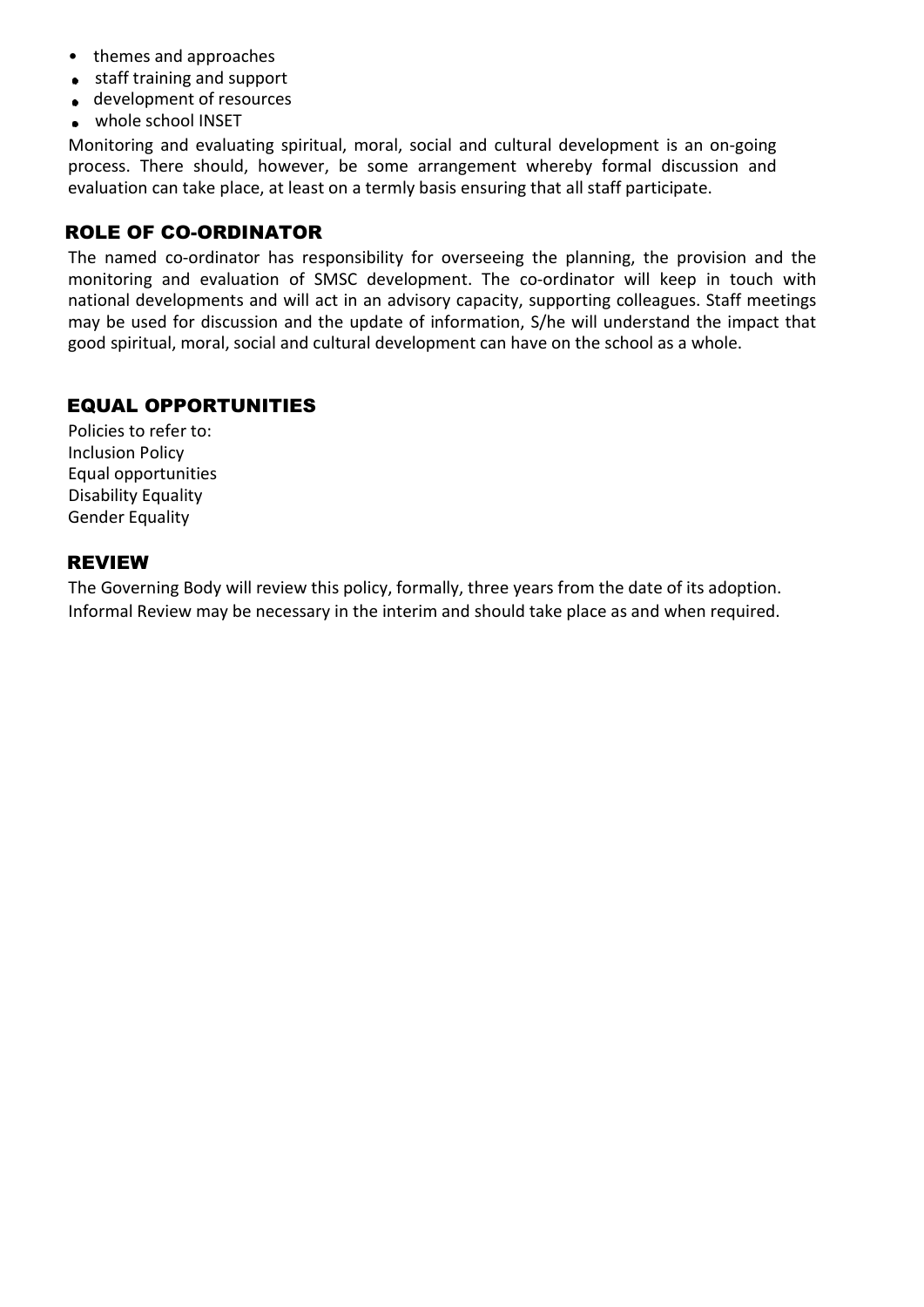- themes and approaches
- staff training and support
- development of resources
- whole school INSET

Monitoring and evaluating spiritual, moral, social and cultural development is an on-going process. There should, however, be some arrangement whereby formal discussion and evaluation can take place, at least on a termly basis ensuring that all staff participate.

## ROLE OF CO-ORDINATOR

The named co-ordinator has responsibility for overseeing the planning, the provision and the monitoring and evaluation of SMSC development. The co-ordinator will keep in touch with national developments and will act in an advisory capacity, supporting colleagues. Staff meetings may be used for discussion and the update of information, S/he will understand the impact that good spiritual, moral, social and cultural development can have on the school as a whole.

## EQUAL OPPORTUNITIES

Policies to refer to:
Inclusion Policy
Equal opportunities
Disability Equality
Gender Equality

## REVIEW

The Governing Body will review this policy, formally, three years from the date of its adoption.
Informal Review may be necessary in the interim and should take place as and when required.